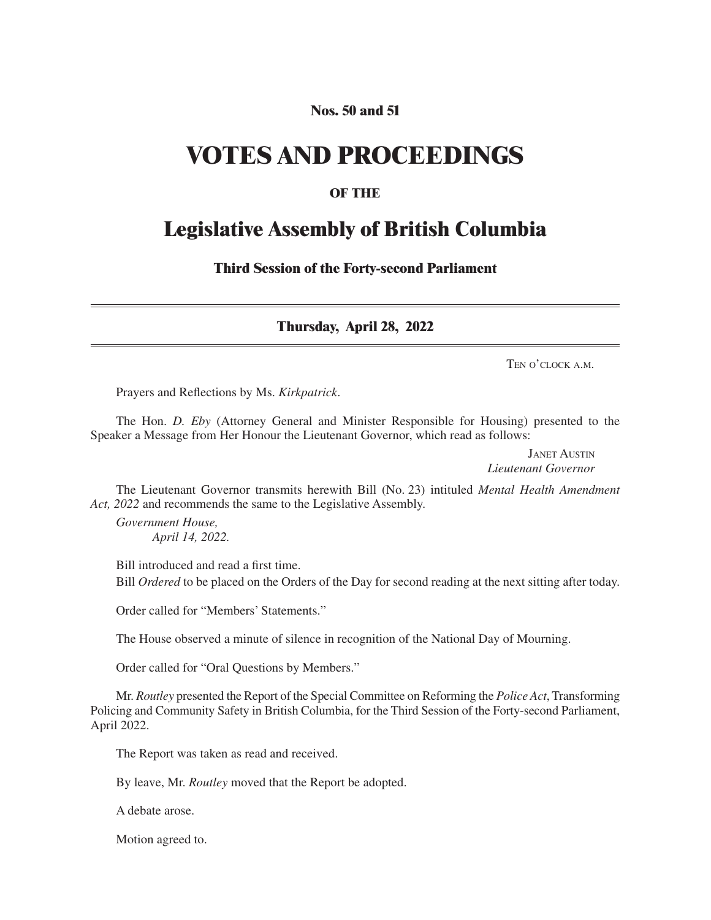**Nos. 50 and 51**

# VOTES AND PROCEEDINGS

**OF THE**

## Legislative Assembly of British Columbia

**Third Session of the Forty-second Parliament**

---

**Thursday, April 28, 2022**

---

Ten o'clock a.m.

Prayers and Reflections by Ms. *Kirkpatrick*.

The Hon. *D. Eby* (Attorney General and Minister Responsible for Housing) presented to the Speaker a Message from Her Honour the Lieutenant Governor, which read as follows:

Janet Austin
*Lieutenant Governor*

The Lieutenant Governor transmits herewith Bill (No. 23) intituled *Mental Health Amendment Act, 2022* and recommends the same to the Legislative Assembly.

*Government House,*
*April 14, 2022.*

Bill introduced and read a first time.

Bill *Ordered* to be placed on the Orders of the Day for second reading at the next sitting after today.

Order called for "Members' Statements."

The House observed a minute of silence in recognition of the National Day of Mourning.

Order called for "Oral Questions by Members."

Mr. *Routley* presented the Report of the Special Committee on Reforming the *Police Act*, Transforming Policing and Community Safety in British Columbia, for the Third Session of the Forty-second Parliament, April 2022.

The Report was taken as read and received.

By leave, Mr. *Routley* moved that the Report be adopted.

A debate arose.

Motion agreed to.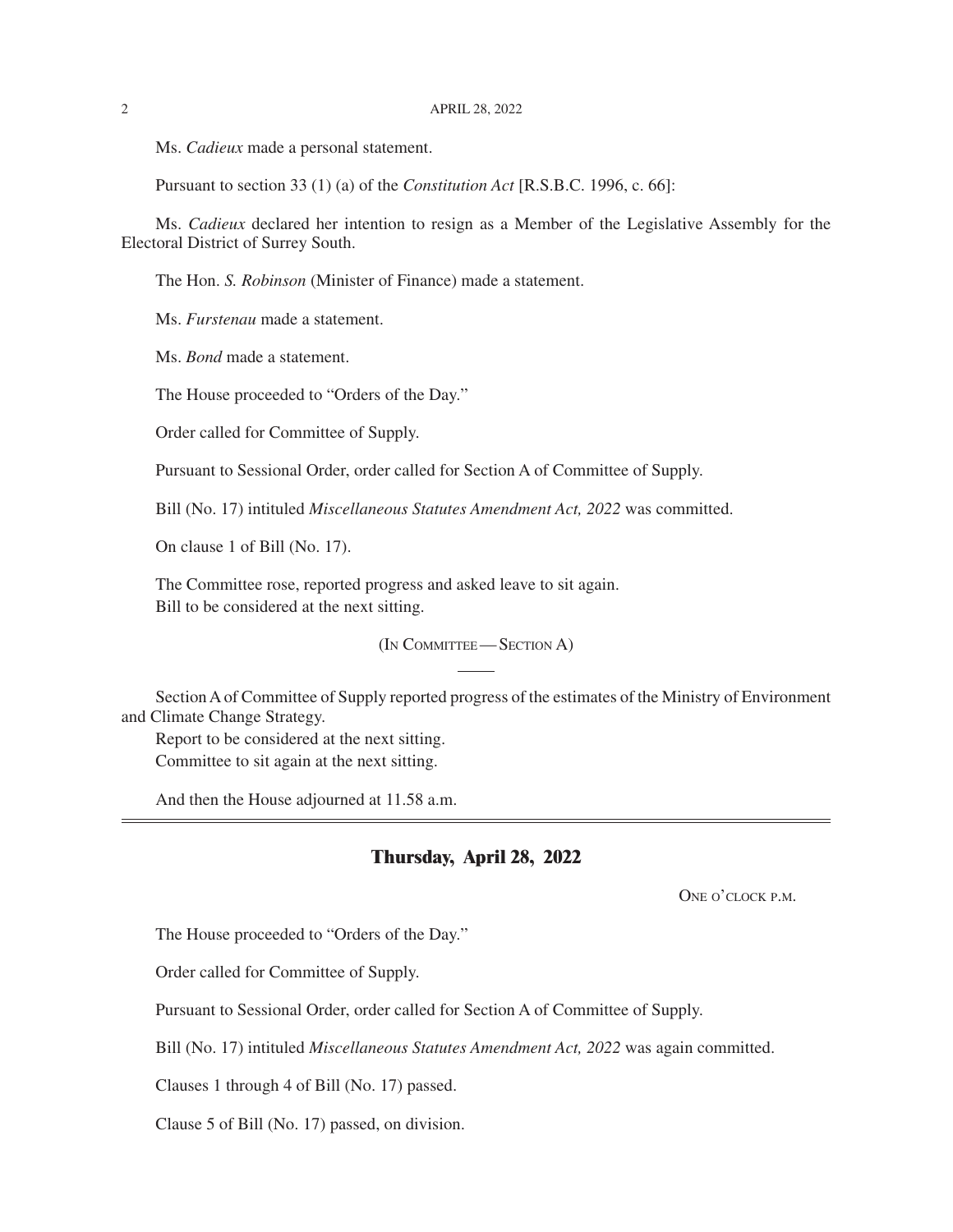Ms. *Cadieux* made a personal statement.

Pursuant to section 33 (1) (a) of the *Constitution Act* [R.S.B.C. 1996, c. 66]:

Ms. *Cadieux* declared her intention to resign as a Member of the Legislative Assembly for the Electoral District of Surrey South.

The Hon. *S. Robinson* (Minister of Finance) made a statement.

Ms. *Furstenau* made a statement.

Ms. *Bond* made a statement.

The House proceeded to "Orders of the Day."

Order called for Committee of Supply.

Pursuant to Sessional Order, order called for Section A of Committee of Supply.

Bill (No. 17) intituled *Miscellaneous Statutes Amendment Act, 2022* was committed.

On clause 1 of Bill (No. 17).

The Committee rose, reported progress and asked leave to sit again.
Bill to be considered at the next sitting.

(In Committee — Section A)

Section A of Committee of Supply reported progress of the estimates of the Ministry of Environment and Climate Change Strategy.
Report to be considered at the next sitting.
Committee to sit again at the next sitting.

And then the House adjourned at 11.58 a.m.

## Thursday, April 28, 2022

One o'clock p.m.

The House proceeded to "Orders of the Day."

Order called for Committee of Supply.

Pursuant to Sessional Order, order called for Section A of Committee of Supply.

Bill (No. 17) intituled *Miscellaneous Statutes Amendment Act, 2022* was again committed.

Clauses 1 through 4 of Bill (No. 17) passed.

Clause 5 of Bill (No. 17) passed, on division.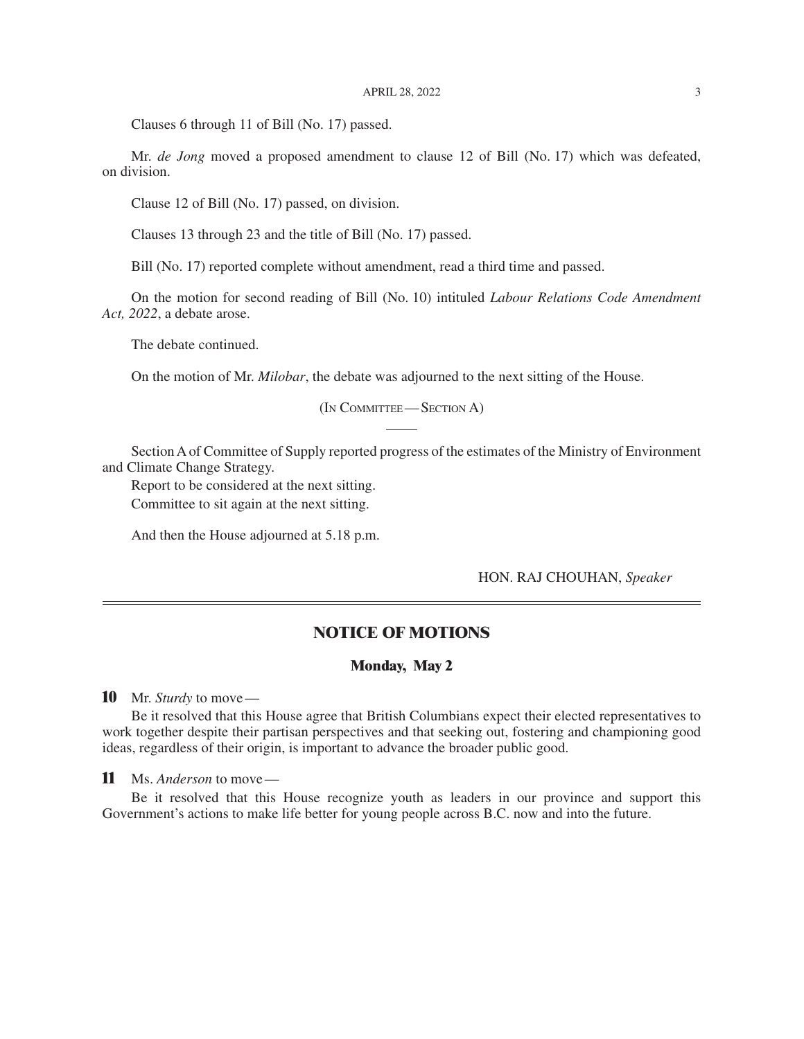Clauses 6 through 11 of Bill (No. 17) passed.

Mr. *de Jong* moved a proposed amendment to clause 12 of Bill (No. 17) which was defeated, on division.

Clause 12 of Bill (No. 17) passed, on division.

Clauses 13 through 23 and the title of Bill (No. 17) passed.

Bill (No. 17) reported complete without amendment, read a third time and passed.

On the motion for second reading of Bill (No. 10) intituled *Labour Relations Code Amendment Act, 2022*, a debate arose.

The debate continued.

On the motion of Mr. *Milobar*, the debate was adjourned to the next sitting of the House.

(In Committee — Section A)

Section A of Committee of Supply reported progress of the estimates of the Ministry of Environment and Climate Change Strategy.

Report to be considered at the next sitting.

Committee to sit again at the next sitting.

And then the House adjourned at 5.18 p.m.

HON. RAJ CHOUHAN, *Speaker*

---

## NOTICE OF MOTIONS

### Monday, May 2

**10** Mr. *Sturdy* to move —

Be it resolved that this House agree that British Columbians expect their elected representatives to work together despite their partisan perspectives and that seeking out, fostering and championing good ideas, regardless of their origin, is important to advance the broader public good.

**11** Ms. *Anderson* to move —

Be it resolved that this House recognize youth as leaders in our province and support this Government's actions to make life better for young people across B.C. now and into the future.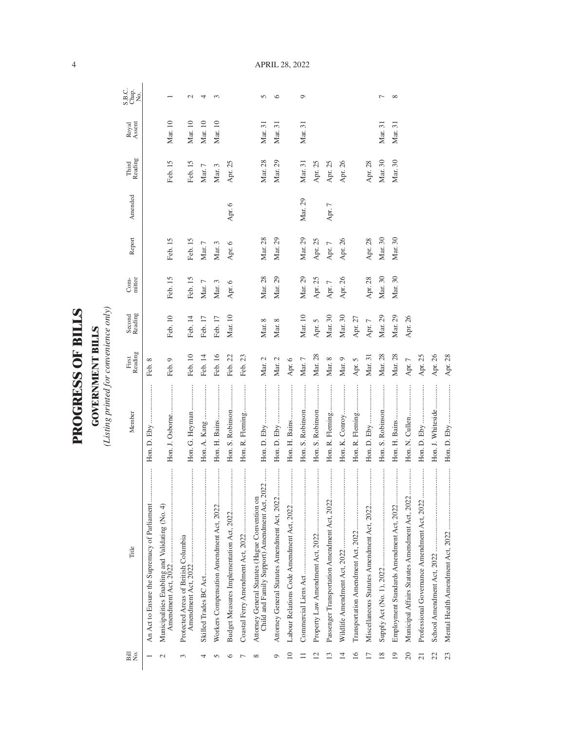# PROGRESS OF BILLS

## GOVERNMENT BILLS

*(Listing printed for convenience only)*

| Bill No. | Title | Member | First Reading | Second Reading | Com-mittee | Report | Amended | Third Reading | Royal Assent | S.B.C. Chap. No. |
|---|---|---|---|---|---|---|---|---|---|---|
| 1 | An Act to Ensure the Supremacy of Parliament | Hon. D. Eby | Feb. 8 | | | | | | | |
| 2 | Municipalities Enabling and Validating (No. 4) Amendment Act, 2022 | Hon. J. Osborne | Feb. 9 | Feb. 10 | Feb. 15 | Feb. 15 | | Feb. 15 | Mar. 10 | 1 |
| 3 | Protected Areas of British Columbia Amendment Act, 2022 | Hon. G. Heyman | Feb. 10 | Feb. 14 | Feb. 15 | Feb. 15 | | Feb. 15 | Mar. 10 | 2 |
| 4 | Skilled Trades BC Act | Hon. A. Kang | Feb. 14 | Feb. 17 | Mar. 7 | Mar. 7 | | Mar. 7 | Mar. 10 | 4 |
| 5 | Workers Compensation Amendment Act, 2022 | Hon. H. Bains | Feb. 16 | Feb. 17 | Mar. 3 | Mar. 3 | | Mar. 3 | Mar. 10 | 3 |
| 6 | Budget Measures Implementation Act, 2022 | Hon. S. Robinson | Feb. 22 | Mar. 10 | Apr. 6 | Apr. 6 | Apr. 6 | Apr. 25 | | |
| 7 | Coastal Ferry Amendment Act, 2022 | Hon. R. Fleming | Feb. 23 | | | | | | | |
| 8 | Attorney General Statutes (Hague Convention on Child and Family Support) Amendment Act, 2022 | Hon. D. Eby | Mar. 2 | Mar. 8 | Mar. 28 | Mar. 28 | | Mar. 28 | Mar. 31 | 5 |
| 9 | Attorney General Statutes Amendment Act, 2022 | Hon. D. Eby | Mar. 2 | Mar. 8 | Mar. 29 | Mar. 29 | | Mar. 29 | Mar. 31 | 6 |
| 10 | Labour Relations Code Amendment Act, 2022 | Hon. H. Bains | Apr. 6 | | | | | | | |
| 11 | Commercial Liens Act | Hon. S. Robinson | Mar. 7 | Mar. 10 | Mar. 29 | Mar. 29 | Mar. 29 | Mar. 31 | Mar. 31 | 9 |
| 12 | Property Law Amendment Act, 2022 | Hon. S. Robinson | Mar. 28 | Apr. 5 | Apr. 25 | Apr. 25 | | Apr. 25 | | |
| 13 | Passenger Transportation Amendment Act, 2022 | Hon. R. Fleming | Mar. 8 | Mar. 30 | Apr. 7 | Apr. 7 | Apr. 7 | Apr. 25 | | |
| 14 | Wildlife Amendment Act, 2022 | Hon. K. Conroy | Mar. 9 | Mar. 30 | Apr. 26 | Apr. 26 | | Apr. 26 | | |
| 16 | Transportation Amendment Act, 2022 | Hon. R. Fleming | Apr. 5 | Apr. 27 | | | | | | |
| 17 | Miscellaneous Statutes Amendment Act, 2022 | Hon. D. Eby | Mar. 31 | Apr. 7 | Apr. 28 | Apr. 28 | | Apr. 28 | | |
| 18 | Supply Act (No. 1), 2022 | Hon. S. Robinson | Mar. 28 | Mar. 29 | Mar. 30 | Mar. 30 | | Mar. 30 | Mar. 31 | 7 |
| 19 | Employment Standards Amendment Act, 2022 | Hon. H. Bains | Mar. 28 | Mar. 29 | Mar. 30 | Mar. 30 | | Mar. 30 | Mar. 31 | 8 |
| 20 | Municipal Affairs Statutes Amendment Act, 2022 | Hon. N. Cullen | Apr. 7 | Apr. 26 | | | | | | |
| 21 | Professional Governance Amendment Act, 2022 | Hon. D. Eby | Apr. 25 | | | | | | | |
| 22 | School Amendment Act, 2022 | Hon. J. Whiteside | Apr. 26 | | | | | | | |
| 23 | Mental Health Amendment Act, 2022 | Hon. D. Eby | Apr. 28 | | | | | | | |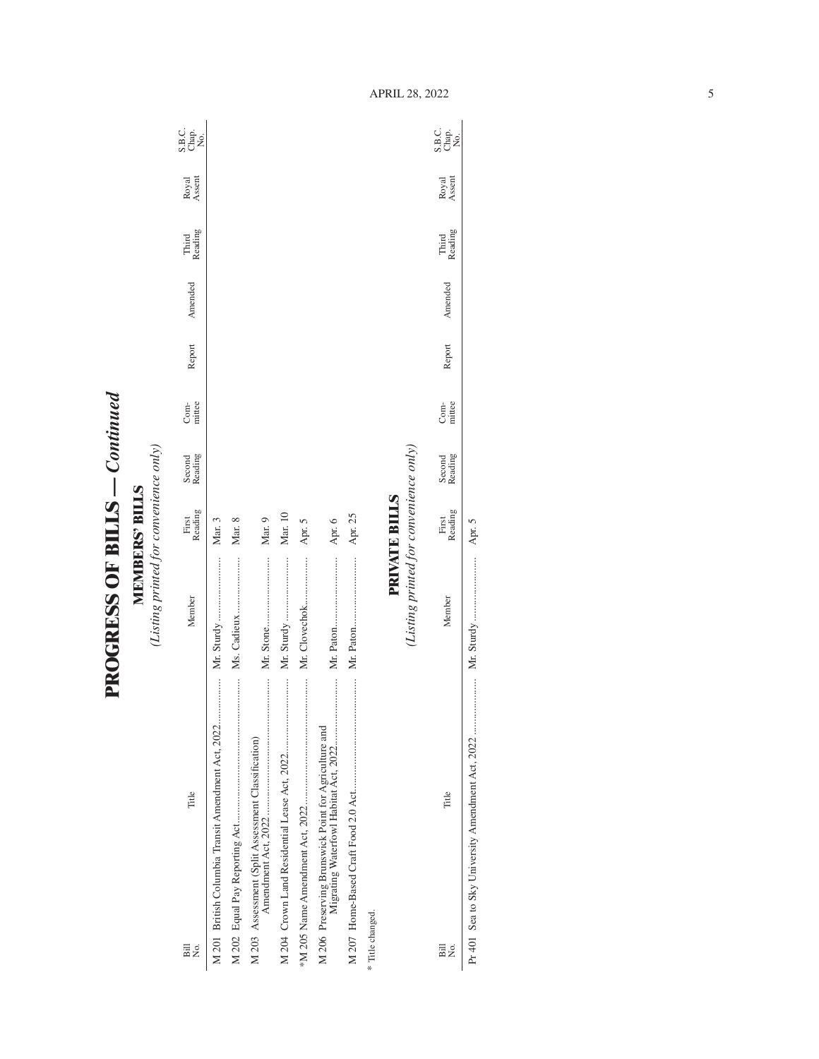# PROGRESS OF BILLS — *Continued*

## MEMBERS' BILLS

*(Listing printed for convenience only)*

| Bill No. | Title | Member | First Reading | Second Reading | Com-mittee | Report | Amended | Third Reading | Royal Assent | S.B.C. Chap. No. |
|---|---|---|---|---|---|---|---|---|---|---|
| M 201 | British Columbia Transit Amendment Act, 2022 | Mr. Sturdy | Mar. 3 | | | | | | | |
| M 202 | Equal Pay Reporting Act | Ms. Cadieux | Mar. 8 | | | | | | | |
| M 203 | Assessment (Split Assessment Classification) Amendment Act, 2022 | Mr. Stone | Mar. 9 | | | | | | | |
| M 204 | Crown Land Residential Lease Act, 2022 | Mr. Sturdy | Mar. 10 | | | | | | | |
| *M 205 | Name Amendment Act, 2022 | Mr. Clovechok | Apr. 5 | | | | | | | |
| M 206 | Preserving Brunswick Point for Agriculture and Migrating Waterfowl Habitat Act, 2022 | Mr. Paton | Apr. 6 | | | | | | | |
| M 207 | Home-Based Craft Food 2.0 Act | Mr. Paton | Apr. 25 | | | | | | | |

\* Title changed.

## PRIVATE BILLS

*(Listing printed for convenience only)*

| Bill No. | Title | Member | First Reading | Second Reading | Com-mittee | Report | Amended | Third Reading | Royal Assent | S.B.C. Chap. No. |
|---|---|---|---|---|---|---|---|---|---|---|
| Pr 401 | Sea to Sky University Amendment Act, 2022 | Mr. Sturdy | Apr. 5 | | | | | | | |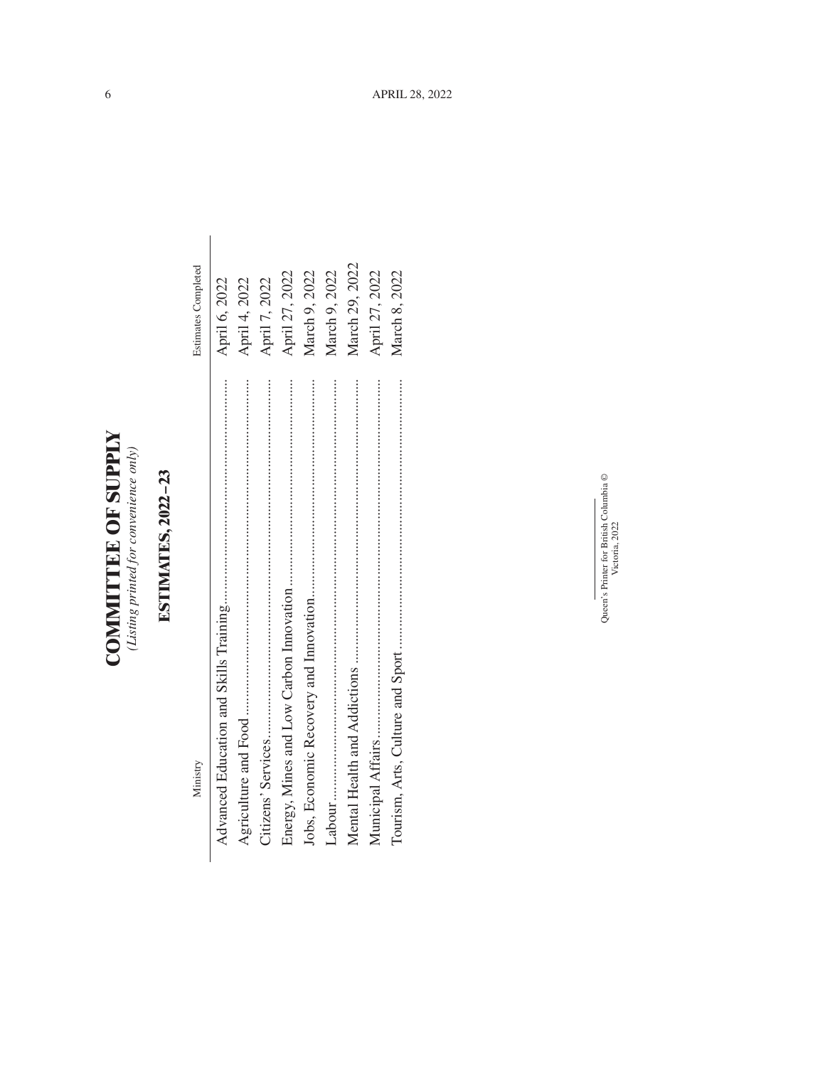# COMMITTEE OF SUPPLY

*(Listing printed for convenience only)*

## ESTIMATES, 2022 – 23

| Ministry | Estimates Completed |
|---|---|
| Advanced Education and Skills Training | April 6, 2022 |
| Agriculture and Food | April 4, 2022 |
| Citizens' Services | April 7, 2022 |
| Energy, Mines and Low Carbon Innovation | April 27, 2022 |
| Jobs, Economic Recovery and Innovation | March 9, 2022 |
| Labour | March 9, 2022 |
| Mental Health and Addictions | March 29, 2022 |
| Municipal Affairs | April 27, 2022 |
| Tourism, Arts, Culture and Sport | March 8, 2022 |

Queen's Printer for British Columbia ©
Victoria, 2022